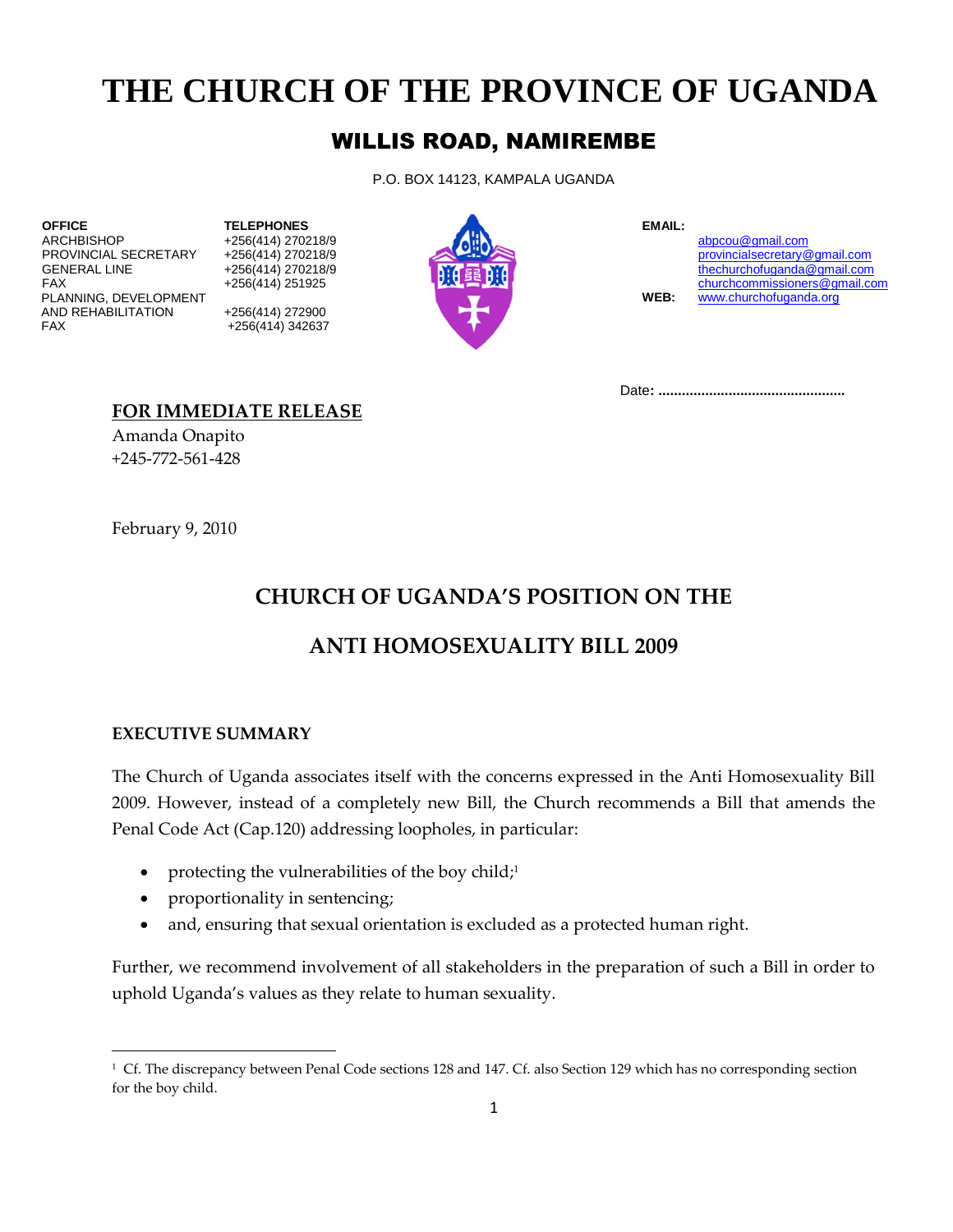# THE CHURCH OF THE PROVINCE OF UGANDA

## WILLIS ROAD, NAMIREMBE

P.O. BOX 14123, KAMPALA UGANDA

| OFFICE | TELEPHONES |
|---|---|
| ARCHBISHOP | +256(414) 270218/9 |
| PROVINCIAL SECRETARY | +256(414) 270218/9 |
| GENERAL LINE | +256(414) 270218/9 |
| FAX | +256(414) 251925 |
| PLANNING, DEVELOPMENT AND REHABILITATION | +256(414) 272900 |
| FAX | +256(414) 342637 |

**EMAIL:**
abpcou@gmail.com
provincialsecretary@gmail.com
thechurchofuganda@gmail.com
churchcommissioners@gmail.com

**WEB:** www.churchofuganda.org

Date: ...............................................

**FOR IMMEDIATE RELEASE**
Amanda Onapito
+245-772-561-428

February 9, 2010

### CHURCH OF UGANDA'S POSITION ON THE ANTI HOMOSEXUALITY BILL 2009

**EXECUTIVE SUMMARY**

The Church of Uganda associates itself with the concerns expressed in the Anti Homosexuality Bill 2009. However, instead of a completely new Bill, the Church recommends a Bill that amends the Penal Code Act (Cap.120) addressing loopholes, in particular:

- protecting the vulnerabilities of the boy child;[1]
- proportionality in sentencing;
- and, ensuring that sexual orientation is excluded as a protected human right.

Further, we recommend involvement of all stakeholders in the preparation of such a Bill in order to uphold Uganda's values as they relate to human sexuality.

---

[1] Cf. The discrepancy between Penal Code sections 128 and 147. Cf. also Section 129 which has no corresponding section for the boy child.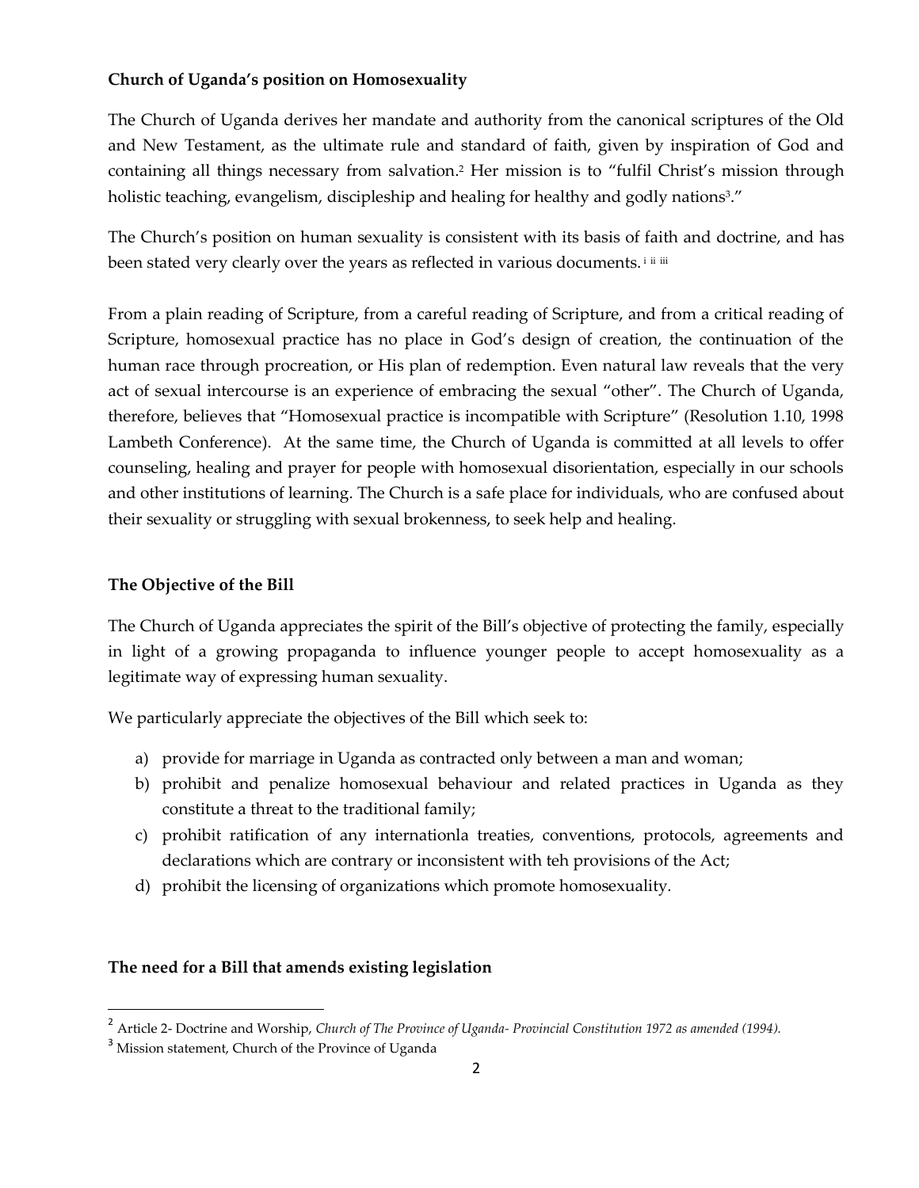**Church of Uganda's position on Homosexuality**

The Church of Uganda derives her mandate and authority from the canonical scriptures of the Old and New Testament, as the ultimate rule and standard of faith, given by inspiration of God and containing all things necessary from salvation.[2] Her mission is to "fulfil Christ's mission through holistic teaching, evangelism, discipleship and healing for healthy and godly nations[3]."

The Church's position on human sexuality is consistent with its basis of faith and doctrine, and has been stated very clearly over the years as reflected in various documents.[i ii iii]

From a plain reading of Scripture, from a careful reading of Scripture, and from a critical reading of Scripture, homosexual practice has no place in God's design of creation, the continuation of the human race through procreation, or His plan of redemption. Even natural law reveals that the very act of sexual intercourse is an experience of embracing the sexual "other". The Church of Uganda, therefore, believes that "Homosexual practice is incompatible with Scripture" (Resolution 1.10, 1998 Lambeth Conference). At the same time, the Church of Uganda is committed at all levels to offer counseling, healing and prayer for people with homosexual disorientation, especially in our schools and other institutions of learning. The Church is a safe place for individuals, who are confused about their sexuality or struggling with sexual brokenness, to seek help and healing.

**The Objective of the Bill**

The Church of Uganda appreciates the spirit of the Bill's objective of protecting the family, especially in light of a growing propaganda to influence younger people to accept homosexuality as a legitimate way of expressing human sexuality.

We particularly appreciate the objectives of the Bill which seek to:

a) provide for marriage in Uganda as contracted only between a man and woman;
b) prohibit and penalize homosexual behaviour and related practices in Uganda as they constitute a threat to the traditional family;
c) prohibit ratification of any internationla treaties, conventions, protocols, agreements and declarations which are contrary or inconsistent with teh provisions of the Act;
d) prohibit the licensing of organizations which promote homosexuality.

**The need for a Bill that amends existing legislation**

[2] Article 2- Doctrine and Worship, *Church of The Province of Uganda- Provincial Constitution 1972 as amended (1994).*

[3] Mission statement, Church of the Province of Uganda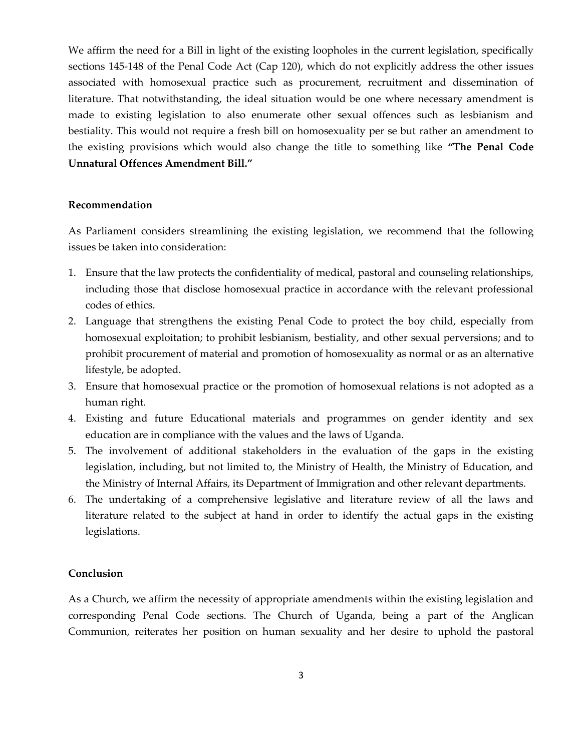We affirm the need for a Bill in light of the existing loopholes in the current legislation, specifically sections 145-148 of the Penal Code Act (Cap 120), which do not explicitly address the other issues associated with homosexual practice such as procurement, recruitment and dissemination of literature. That notwithstanding, the ideal situation would be one where necessary amendment is made to existing legislation to also enumerate other sexual offences such as lesbianism and bestiality. This would not require a fresh bill on homosexuality per se but rather an amendment to the existing provisions which would also change the title to something like **"The Penal Code Unnatural Offences Amendment Bill."**

**Recommendation**

As Parliament considers streamlining the existing legislation, we recommend that the following issues be taken into consideration:

1. Ensure that the law protects the confidentiality of medical, pastoral and counseling relationships, including those that disclose homosexual practice in accordance with the relevant professional codes of ethics.
2. Language that strengthens the existing Penal Code to protect the boy child, especially from homosexual exploitation; to prohibit lesbianism, bestiality, and other sexual perversions; and to prohibit procurement of material and promotion of homosexuality as normal or as an alternative lifestyle, be adopted.
3. Ensure that homosexual practice or the promotion of homosexual relations is not adopted as a human right.
4. Existing and future Educational materials and programmes on gender identity and sex education are in compliance with the values and the laws of Uganda.
5. The involvement of additional stakeholders in the evaluation of the gaps in the existing legislation, including, but not limited to, the Ministry of Health, the Ministry of Education, and the Ministry of Internal Affairs, its Department of Immigration and other relevant departments.
6. The undertaking of a comprehensive legislative and literature review of all the laws and literature related to the subject at hand in order to identify the actual gaps in the existing legislations.

**Conclusion**

As a Church, we affirm the necessity of appropriate amendments within the existing legislation and corresponding Penal Code sections. The Church of Uganda, being a part of the Anglican Communion, reiterates her position on human sexuality and her desire to uphold the pastoral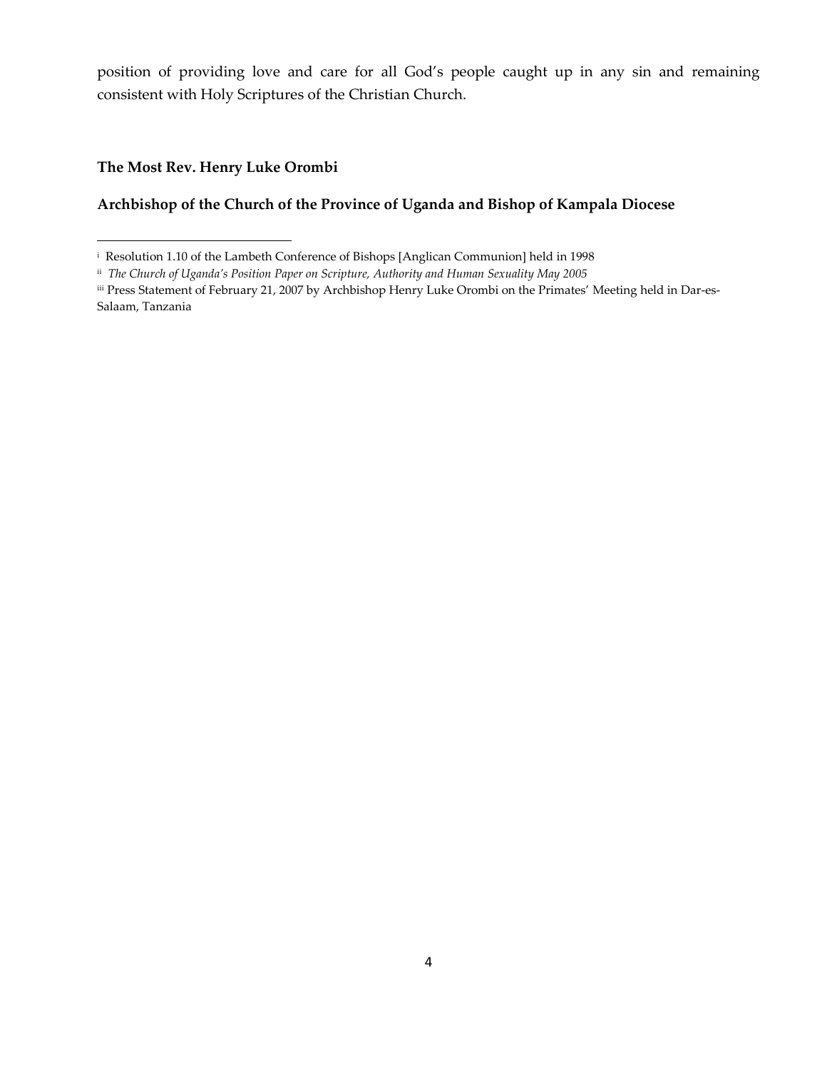position of providing love and care for all God's people caught up in any sin and remaining consistent with Holy Scriptures of the Christian Church.

**The Most Rev. Henry Luke Orombi**

**Archbishop of the Church of the Province of Uganda and Bishop of Kampala Diocese**

---

[i] Resolution 1.10 of the Lambeth Conference of Bishops [Anglican Communion] held in 1998

[ii] *The Church of Uganda's Position Paper on Scripture, Authority and Human Sexuality May 2005*

[iii] Press Statement of February 21, 2007 by Archbishop Henry Luke Orombi on the Primates' Meeting held in Dar-es-Salaam, Tanzania